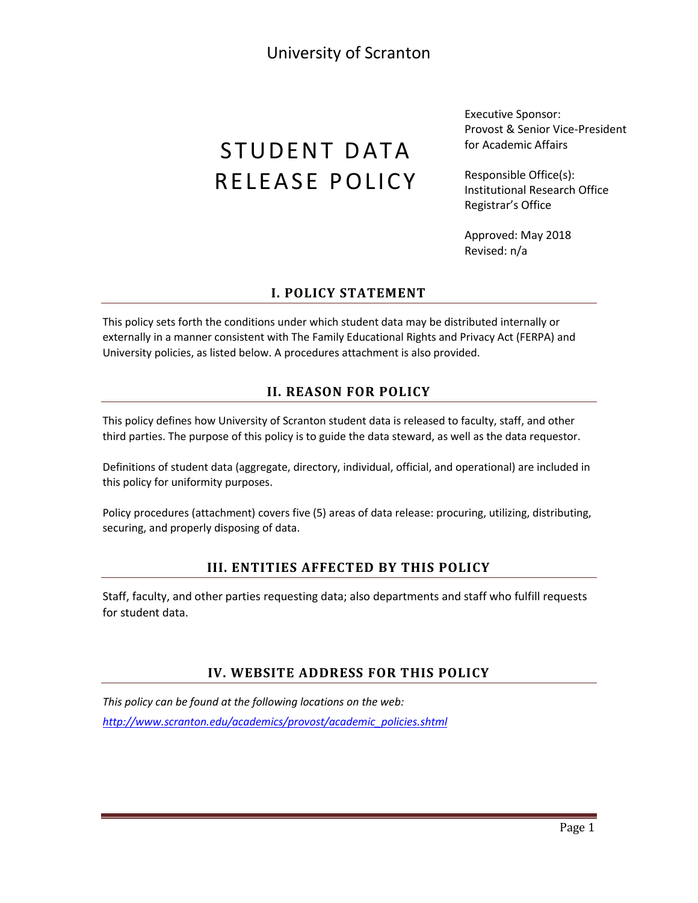University of Scranton

# STUDENT DATA RELEASE POLICY

Executive Sponsor:
Provost & Senior Vice-President for Academic Affairs

Responsible Office(s):
Institutional Research Office
Registrar's Office

Approved: May 2018
Revised: n/a

## I. POLICY STATEMENT

This policy sets forth the conditions under which student data may be distributed internally or externally in a manner consistent with The Family Educational Rights and Privacy Act (FERPA) and University policies, as listed below. A procedures attachment is also provided.

## II. REASON FOR POLICY

This policy defines how University of Scranton student data is released to faculty, staff, and other third parties. The purpose of this policy is to guide the data steward, as well as the data requestor.

Definitions of student data (aggregate, directory, individual, official, and operational) are included in this policy for uniformity purposes.

Policy procedures (attachment) covers five (5) areas of data release: procuring, utilizing, distributing, securing, and properly disposing of data.

## III. ENTITIES AFFECTED BY THIS POLICY

Staff, faculty, and other parties requesting data; also departments and staff who fulfill requests for student data.

## IV. WEBSITE ADDRESS FOR THIS POLICY

*This policy can be found at the following locations on the web:*

*[http://www.scranton.edu/academics/provost/academic_policies.shtml](http://www.scranton.edu/academics/provost/academic_policies.shtml)*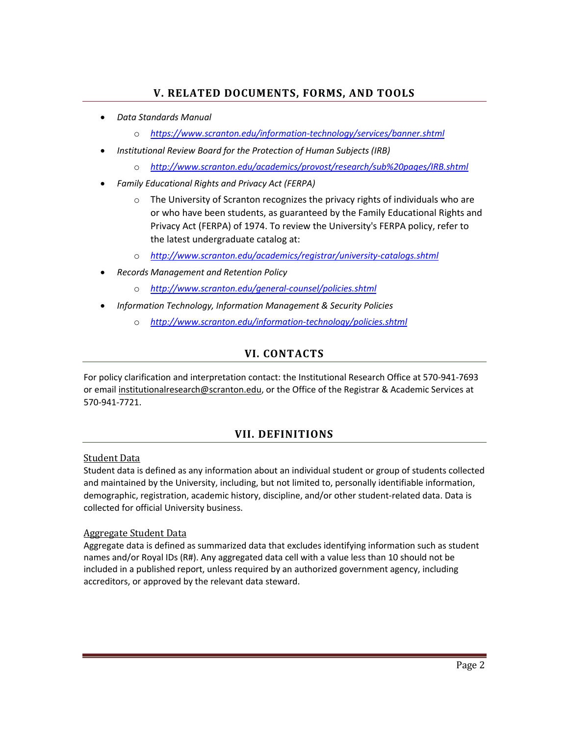## V. RELATED DOCUMENTS, FORMS, AND TOOLS

- *Data Standards Manual*
  - *https://www.scranton.edu/information-technology/services/banner.shtml*
- *Institutional Review Board for the Protection of Human Subjects (IRB)*
  - *http://www.scranton.edu/academics/provost/research/sub%20pages/IRB.shtml*
- *Family Educational Rights and Privacy Act (FERPA)*
  - The University of Scranton recognizes the privacy rights of individuals who are or who have been students, as guaranteed by the Family Educational Rights and Privacy Act (FERPA) of 1974. To review the University's FERPA policy, refer to the latest undergraduate catalog at:
  - *http://www.scranton.edu/academics/registrar/university-catalogs.shtml*
- *Records Management and Retention Policy*
  - *http://www.scranton.edu/general-counsel/policies.shtml*
- *Information Technology, Information Management & Security Policies*
  - *http://www.scranton.edu/information-technology/policies.shtml*

## VI. CONTACTS

For policy clarification and interpretation contact: the Institutional Research Office at 570-941-7693 or email institutionalresearch@scranton.edu, or the Office of the Registrar & Academic Services at 570-941-7721.

## VII. DEFINITIONS

### Student Data

Student data is defined as any information about an individual student or group of students collected and maintained by the University, including, but not limited to, personally identifiable information, demographic, registration, academic history, discipline, and/or other student-related data. Data is collected for official University business.

### Aggregate Student Data

Aggregate data is defined as summarized data that excludes identifying information such as student names and/or Royal IDs (R#). Any aggregated data cell with a value less than 10 should not be included in a published report, unless required by an authorized government agency, including accreditors, or approved by the relevant data steward.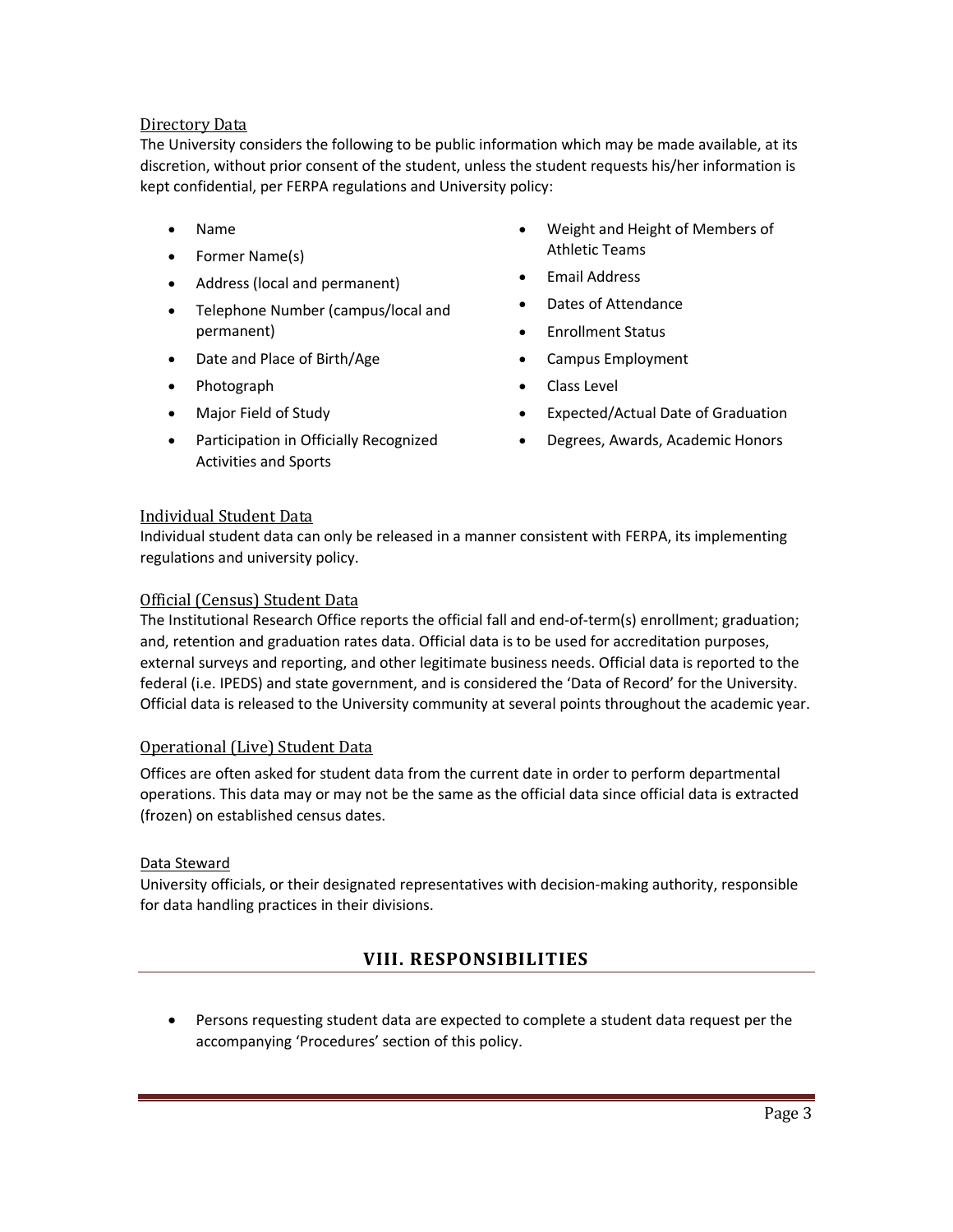### Directory Data

The University considers the following to be public information which may be made available, at its discretion, without prior consent of the student, unless the student requests his/her information is kept confidential, per FERPA regulations and University policy:

- Name
- Former Name(s)
- Address (local and permanent)
- Telephone Number (campus/local and permanent)
- Date and Place of Birth/Age
- Photograph
- Major Field of Study
- Participation in Officially Recognized Activities and Sports
- Weight and Height of Members of Athletic Teams
- Email Address
- Dates of Attendance
- Enrollment Status
- Campus Employment
- Class Level
- Expected/Actual Date of Graduation
- Degrees, Awards, Academic Honors

### Individual Student Data

Individual student data can only be released in a manner consistent with FERPA, its implementing regulations and university policy.

### Official (Census) Student Data

The Institutional Research Office reports the official fall and end-of-term(s) enrollment; graduation; and, retention and graduation rates data. Official data is to be used for accreditation purposes, external surveys and reporting, and other legitimate business needs. Official data is reported to the federal (i.e. IPEDS) and state government, and is considered the 'Data of Record' for the University. Official data is released to the University community at several points throughout the academic year.

### Operational (Live) Student Data

Offices are often asked for student data from the current date in order to perform departmental operations. This data may or may not be the same as the official data since official data is extracted (frozen) on established census dates.

### Data Steward

University officials, or their designated representatives with decision-making authority, responsible for data handling practices in their divisions.

## VIII. RESPONSIBILITIES

- Persons requesting student data are expected to complete a student data request per the accompanying 'Procedures' section of this policy.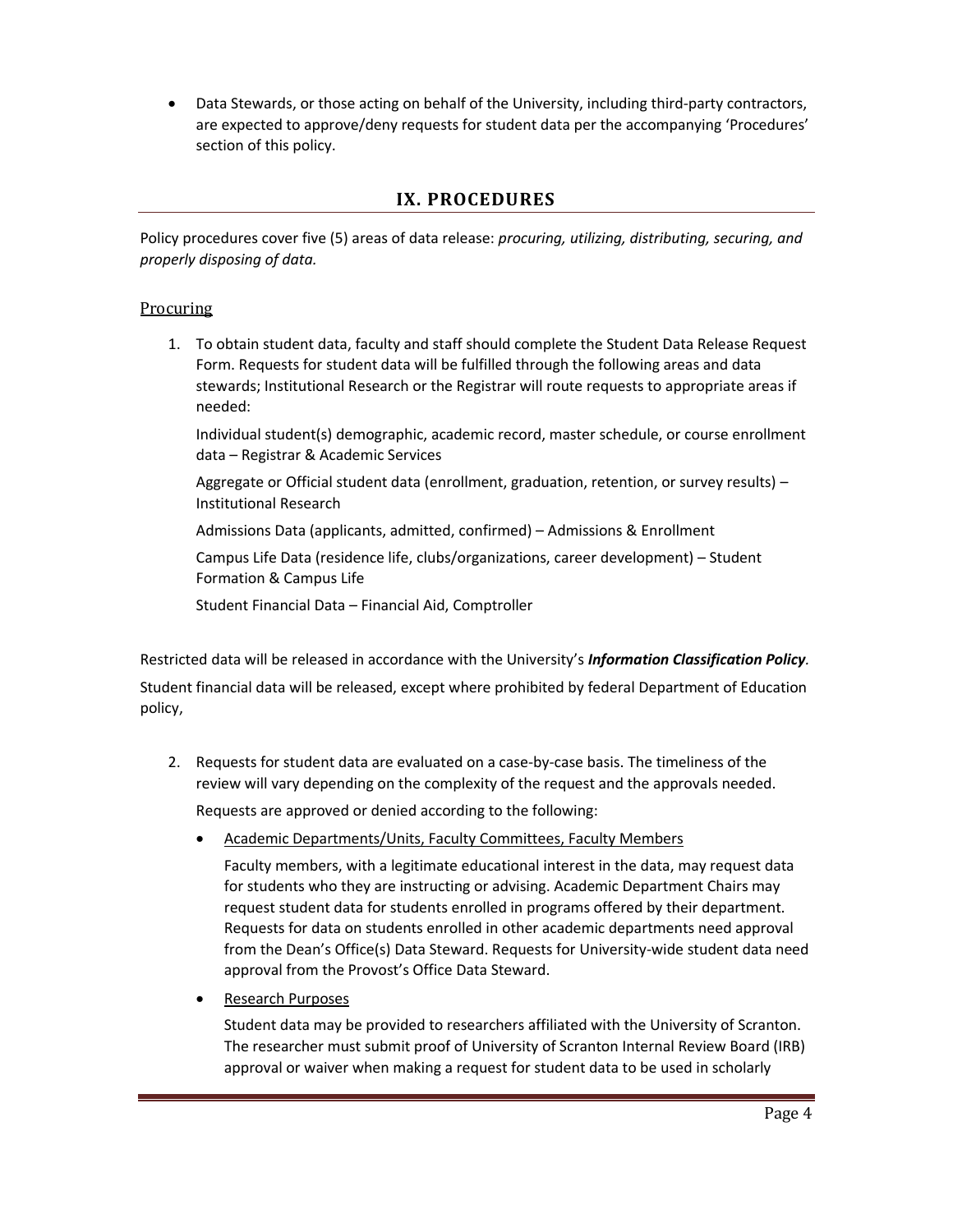- Data Stewards, or those acting on behalf of the University, including third-party contractors, are expected to approve/deny requests for student data per the accompanying 'Procedures' section of this policy.

## IX. PROCEDURES

Policy procedures cover five (5) areas of data release: *procuring, utilizing, distributing, securing, and properly disposing of data.*

### Procuring

1. To obtain student data, faculty and staff should complete the Student Data Release Request Form. Requests for student data will be fulfilled through the following areas and data stewards; Institutional Research or the Registrar will route requests to appropriate areas if needed:

   Individual student(s) demographic, academic record, master schedule, or course enrollment data – Registrar & Academic Services

   Aggregate or Official student data (enrollment, graduation, retention, or survey results) – Institutional Research

   Admissions Data (applicants, admitted, confirmed) – Admissions & Enrollment

   Campus Life Data (residence life, clubs/organizations, career development) – Student Formation & Campus Life

   Student Financial Data – Financial Aid, Comptroller

Restricted data will be released in accordance with the University's ***Information Classification Policy**.*

Student financial data will be released, except where prohibited by federal Department of Education policy,

2. Requests for student data are evaluated on a case-by-case basis. The timeliness of the review will vary depending on the complexity of the request and the approvals needed.

   Requests are approved or denied according to the following:

   - <u>Academic Departments/Units, Faculty Committees, Faculty Members</u>

     Faculty members, with a legitimate educational interest in the data, may request data for students who they are instructing or advising. Academic Department Chairs may request student data for students enrolled in programs offered by their department. Requests for data on students enrolled in other academic departments need approval from the Dean's Office(s) Data Steward. Requests for University-wide student data need approval from the Provost's Office Data Steward.

   - <u>Research Purposes</u>

     Student data may be provided to researchers affiliated with the University of Scranton. The researcher must submit proof of University of Scranton Internal Review Board (IRB) approval or waiver when making a request for student data to be used in scholarly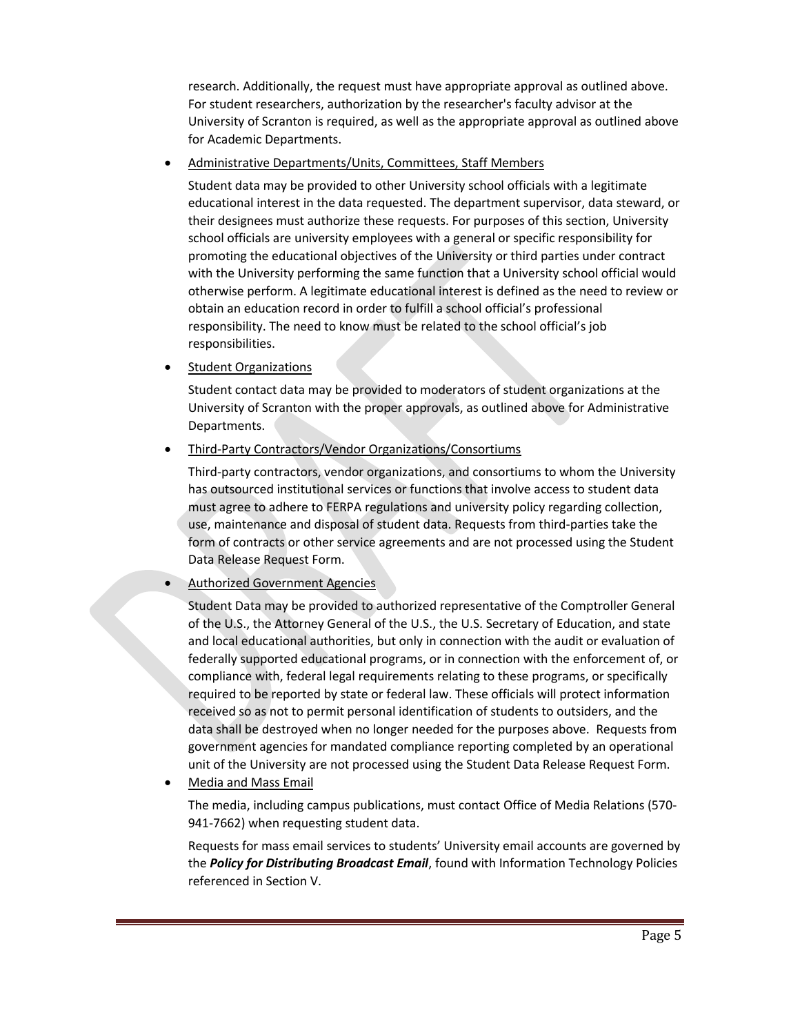research. Additionally, the request must have appropriate approval as outlined above. For student researchers, authorization by the researcher's faculty advisor at the University of Scranton is required, as well as the appropriate approval as outlined above for Academic Departments.

- Administrative Departments/Units, Committees, Staff Members

  Student data may be provided to other University school officials with a legitimate educational interest in the data requested. The department supervisor, data steward, or their designees must authorize these requests. For purposes of this section, University school officials are university employees with a general or specific responsibility for promoting the educational objectives of the University or third parties under contract with the University performing the same function that a University school official would otherwise perform. A legitimate educational interest is defined as the need to review or obtain an education record in order to fulfill a school official's professional responsibility. The need to know must be related to the school official's job responsibilities.

- Student Organizations

  Student contact data may be provided to moderators of student organizations at the University of Scranton with the proper approvals, as outlined above for Administrative Departments.

- Third-Party Contractors/Vendor Organizations/Consortiums

  Third-party contractors, vendor organizations, and consortiums to whom the University has outsourced institutional services or functions that involve access to student data must agree to adhere to FERPA regulations and university policy regarding collection, use, maintenance and disposal of student data. Requests from third-parties take the form of contracts or other service agreements and are not processed using the Student Data Release Request Form.

- Authorized Government Agencies

  Student Data may be provided to authorized representative of the Comptroller General of the U.S., the Attorney General of the U.S., the U.S. Secretary of Education, and state and local educational authorities, but only in connection with the audit or evaluation of federally supported educational programs, or in connection with the enforcement of, or compliance with, federal legal requirements relating to these programs, or specifically required to be reported by state or federal law. These officials will protect information received so as not to permit personal identification of students to outsiders, and the data shall be destroyed when no longer needed for the purposes above. Requests from government agencies for mandated compliance reporting completed by an operational unit of the University are not processed using the Student Data Release Request Form.

- Media and Mass Email

  The media, including campus publications, must contact Office of Media Relations (570-941-7662) when requesting student data.

  Requests for mass email services to students' University email accounts are governed by the ***Policy for Distributing Broadcast Email***, found with Information Technology Policies referenced in Section V.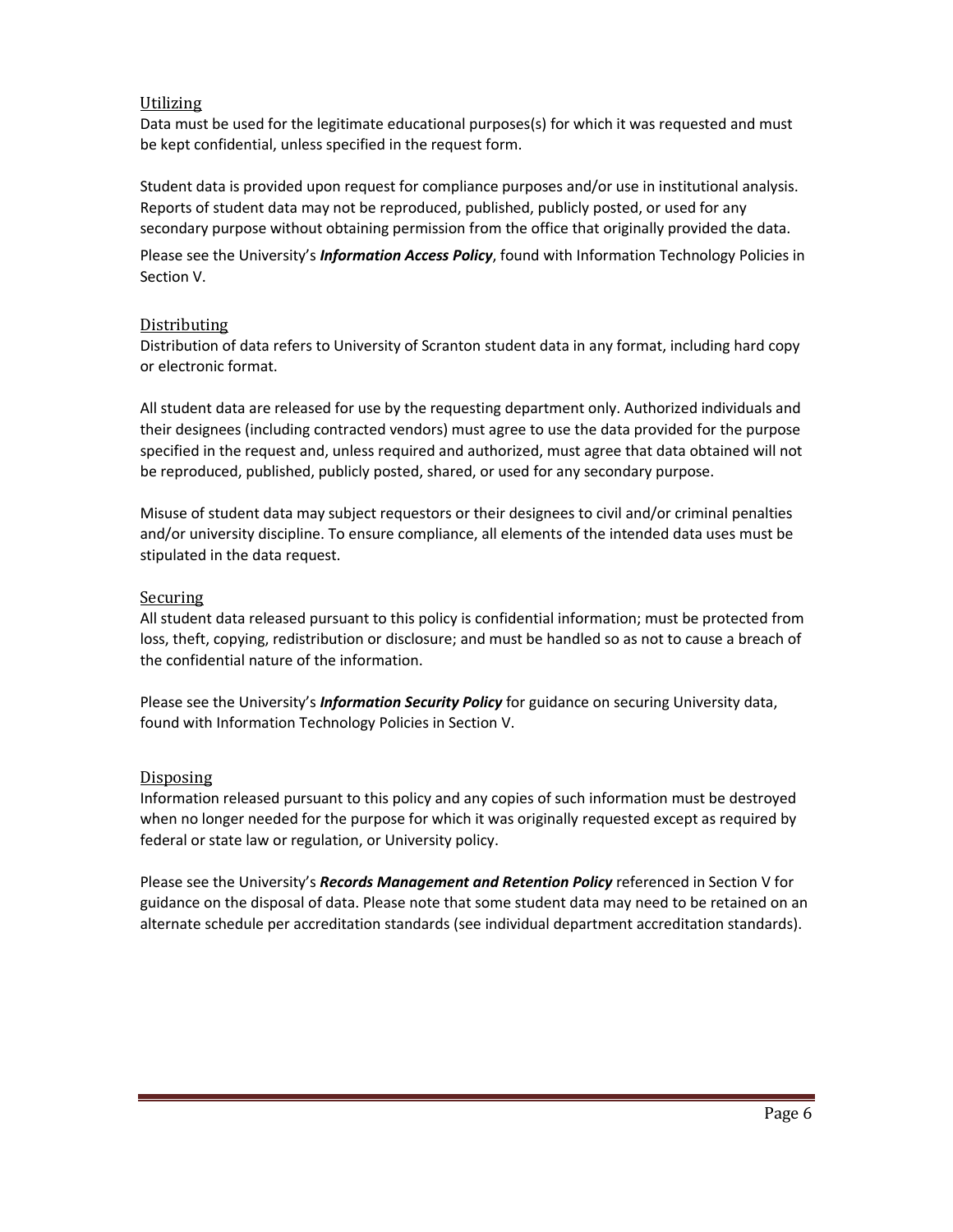### Utilizing

Data must be used for the legitimate educational purposes(s) for which it was requested and must be kept confidential, unless specified in the request form.

Student data is provided upon request for compliance purposes and/or use in institutional analysis. Reports of student data may not be reproduced, published, publicly posted, or used for any secondary purpose without obtaining permission from the office that originally provided the data.

Please see the University's ***Information Access Policy***, found with Information Technology Policies in Section V.

### Distributing

Distribution of data refers to University of Scranton student data in any format, including hard copy or electronic format.

All student data are released for use by the requesting department only. Authorized individuals and their designees (including contracted vendors) must agree to use the data provided for the purpose specified in the request and, unless required and authorized, must agree that data obtained will not be reproduced, published, publicly posted, shared, or used for any secondary purpose.

Misuse of student data may subject requestors or their designees to civil and/or criminal penalties and/or university discipline. To ensure compliance, all elements of the intended data uses must be stipulated in the data request.

### Securing

All student data released pursuant to this policy is confidential information; must be protected from loss, theft, copying, redistribution or disclosure; and must be handled so as not to cause a breach of the confidential nature of the information.

Please see the University's ***Information Security Policy*** for guidance on securing University data, found with Information Technology Policies in Section V.

### Disposing

Information released pursuant to this policy and any copies of such information must be destroyed when no longer needed for the purpose for which it was originally requested except as required by federal or state law or regulation, or University policy.

Please see the University's ***Records Management and Retention Policy*** referenced in Section V for guidance on the disposal of data. Please note that some student data may need to be retained on an alternate schedule per accreditation standards (see individual department accreditation standards).